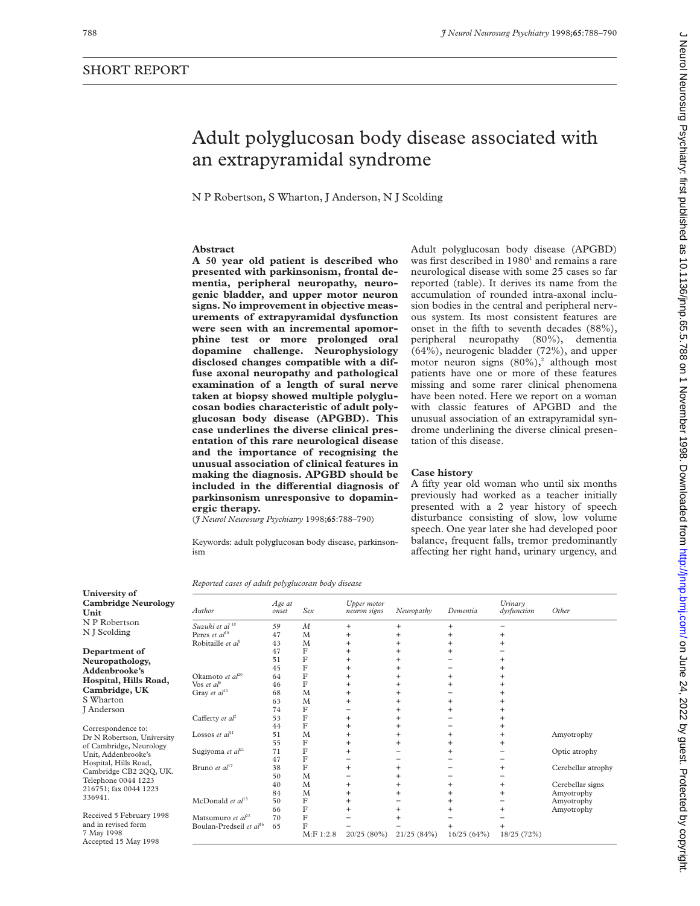SHORT REPORT

# Adult polyglucosan body disease associated with an extrapyramidal syndrome

N P Robertson, S Wharton, J Anderson, N J Scolding

**University of Cambridge Neurology Unit**
N P Robertson
N J Scolding

**Department of Neuropathology, Addenbrooke's Hospital, Hills Road, Cambridge, UK**
S Wharton
J Anderson

Correspondence to: Dr N Robertson, University of Cambridge, Neurology Unit, Addenbrooke's Hospital, Hills Road, Cambridge CB2 2QQ, UK. Telephone 0044 1223 216751; fax 0044 1223 336941.

Received 5 February 1998 and in revised form 7 May 1998
Accepted 15 May 1998

## Abstract

**A 50 year old patient is described who presented with parkinsonism, frontal dementia, peripheral neuropathy, neurogenic bladder, and upper motor neuron signs. No improvement in objective measurements of extrapyramidal dysfunction were seen with an incremental apomorphine test or more prolonged oral dopamine challenge. Neurophysiology disclosed changes compatible with a diffuse axonal neuropathy and pathological examination of a length of sural nerve taken at biopsy showed multiple polyglucosan bodies characteristic of adult polyglucosan body disease (APGBD). This case underlines the diverse clinical presentation of this rare neurological disease and the importance of recognising the unusual association of clinical features in making the diagnosis. APGBD should be included in the differential diagnosis of parkinsonism unresponsive to dopaminergic therapy.**

(*J Neurol Neurosurg Psychiatry* 1998;**65**:788–790)

Keywords: adult polyglucosan body disease, parkinsonism

Adult polyglucosan body disease (APGBD) was first described in 1980[1] and remains a rare neurological disease with some 25 cases so far reported (table). It derives its name from the accumulation of rounded intra-axonal inclusion bodies in the central and peripheral nervous system. Its most consistent features are onset in the fifth to seventh decades (88%), peripheral neuropathy (80%), dementia (64%), neurogenic bladder (72%), and upper motor neuron signs (80%),[2] although most patients have one or more of these features missing and some rarer clinical phenomena have been noted. Here we report on a woman with classic features of APGBD and the unusual association of an extrapyramidal syndrome underlining the diverse clinical presentation of this disease.

## Case history

A fifty year old woman who until six months previously had worked as a teacher initially presented with a 2 year history of speech disturbance consisting of slow, low volume speech. One year later she had developed poor balance, frequent falls, tremor predominantly affecting her right hand, urinary urgency, and

*Reported cases of adult polyglucosan body disease*

| *Author* | *Age at onset* | *Sex* | *Upper motor neuron signs* | *Neuropathy* | *Dementia* | *Urinary dysfunction* | *Other* |
|---|---|---|---|---|---|---|---|
| Suzuki *et al*[18] | 59 | M | + | + | + | − | |
| Peres *et al*[19] | 47 | M | + | + | + | + | |
| Robitaille *et al*[1] | 43 | M | + | + | + | + | |
| | 47 | F | + | + | + | − | |
| | 51 | F | + | + | − | + | |
| | 45 | F | + | + | − | + | |
| Okamoto *et al*[20] | 64 | F | + | + | + | + | |
| Vos *et al*[9] | 46 | F | + | + | + | + | |
| Gray *et al*[10] | 68 | M | + | + | − | + | |
| | 63 | M | + | + | + | + | |
| | 74 | F | − | + | + | + | |
| Cafferty *et al*[2] | 53 | F | + | + | − | + | |
| | 44 | F | + | + | − | + | |
| Lossos *et al*[11] | 51 | M | + | + | + | + | Amyotrophy |
| | 55 | F | + | + | + | + | |
| Sugiyoma *et al*[21] | 71 | F | + | − | + | − | Optic atrophy |
| | 47 | F | − | − | − | − | |
| Bruno *et al*[17] | 38 | F | + | + | − | + | Cerebellar atrophy |
| | 50 | M | − | + | − | − | |
| | 40 | M | + | + | + | + | Cerebellar signs |
| | 84 | M | + | + | + | + | Amyotrophy |
| McDonald *et al*[13] | 50 | F | + | − | + | − | Amyotrophy |
| | 66 | F | + | + | + | + | Amyotrophy |
| Matsumuro *et al*[22] | 70 | F | − | + | − | − | |
| Boulan-Predseil *et al*[16] | 65 | F | − | − | + | + | |
| | | M:F 1:2.8 | 20/25 (80%) | 21/25 (84%) | 16/25 (64%) | 18/25 (72%) | |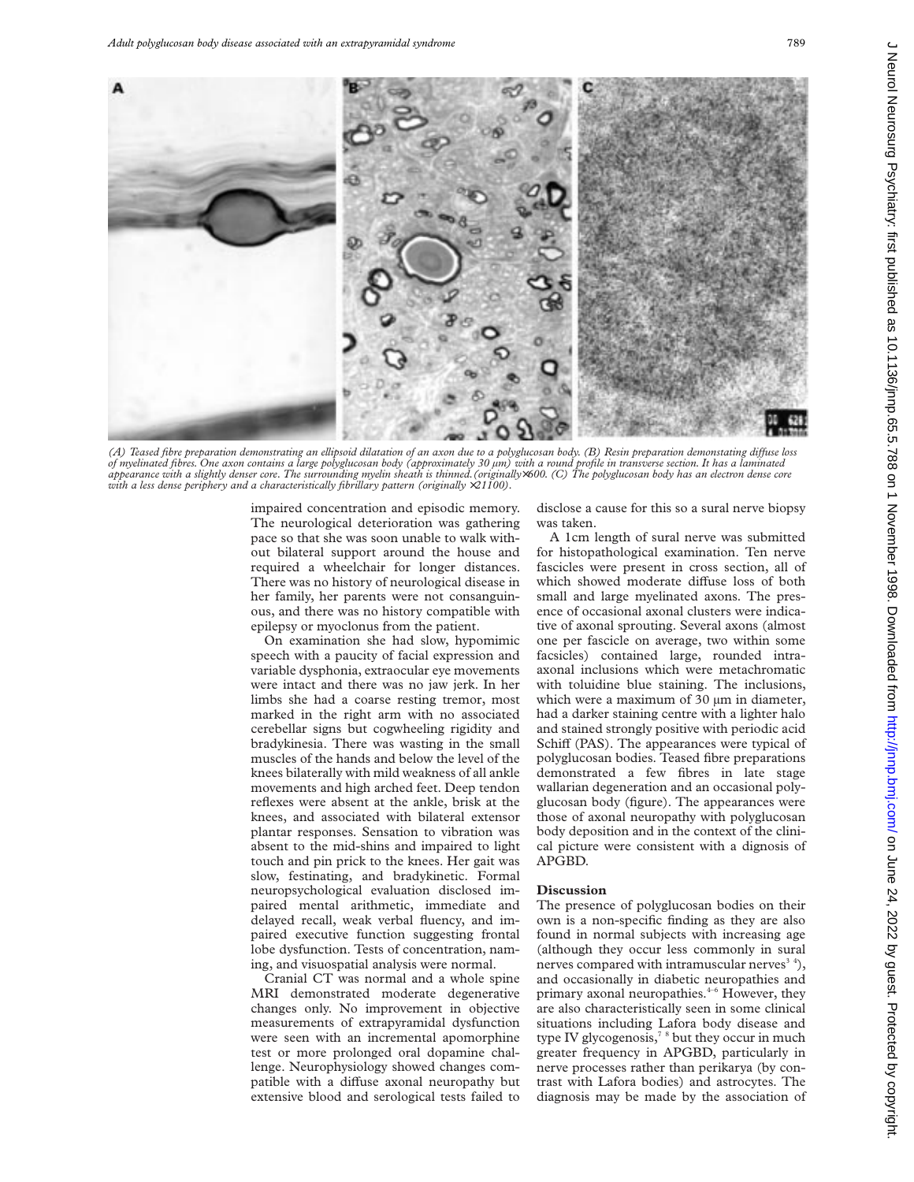(A) Teased fibre preparation demonstrating an ellipsoid dilatation of an axon due to a polyglucosan body. (B) Resin preparation demonstating diffuse loss of myelinated fibres. One axon contains a large polyglucosan body (approximately 30 μm) with a round profile in transverse section. It has a laminated appearance with a slightly denser core. The surrounding myelin sheath is thinned. (originally×600. (C) The polyglucosan body has an electron dense core with a less dense periphery and a characteristically fibrillary pattern (originally ×21100).

impaired concentration and episodic memory. The neurological deterioration was gathering pace so that she was soon unable to walk without bilateral support around the house and required a wheelchair for longer distances. There was no history of neurological disease in her family, her parents were not consanguineous, and there was no history compatible with epilepsy or myoclonus from the patient.

On examination she had slow, hypomimic speech with a paucity of facial expression and variable dysphonia, extraocular eye movements were intact and there was no jaw jerk. In her limbs she had a coarse resting tremor, most marked in the right arm with no associated cerebellar signs but cogwheeling rigidity and bradykinesia. There was wasting in the small muscles of the hands and below the level of the knees bilaterally with mild weakness of all ankle movements and high arched feet. Deep tendon reflexes were absent at the ankle, brisk at the knees, and associated with bilateral extensor plantar responses. Sensation to vibration was absent to the mid-shins and impaired to light touch and pin prick to the knees. Her gait was slow, festinating, and bradykinetic. Formal neuropsychological evaluation disclosed impaired mental arithmetic, immediate and delayed recall, weak verbal fluency, and impaired executive function suggesting frontal lobe dysfunction. Tests of concentration, naming, and visuospatial analysis were normal.

Cranial CT was normal and a whole spine MRI demonstrated moderate degenerative changes only. No improvement in objective measurements of extrapyramidal dysfunction were seen with an incremental apomorphine test or more prolonged oral dopamine challenge. Neurophysiology showed changes compatible with a diffuse axonal neuropathy but extensive blood and serological tests failed to disclose a cause for this so a sural nerve biopsy was taken.

A 1cm length of sural nerve was submitted for histopathological examination. Ten nerve fascicles were present in cross section, all of which showed moderate diffuse loss of both small and large myelinated axons. The presence of occasional axonal clusters were indicative of axonal sprouting. Several axons (almost one per fascicle on average, two within some facsicles) contained large, rounded intra-axonal inclusions which were metachromatic with toluidine blue staining. The inclusions, which were a maximum of 30 μm in diameter, had a darker staining centre with a lighter halo and stained strongly positive with periodic acid Schiff (PAS). The appearances were typical of polyglucosan bodies. Teased fibre preparations demonstrated a few fibres in late stage wallarian degeneration and an occasional polyglucosan body (figure). The appearances were those of axonal neuropathy with polyglucosan body deposition and in the context of the clinical picture were consistent with a diagnosis of APGBD.

## Discussion

The presence of polyglucosan bodies on their own is a non-specific finding as they are also found in normal subjects with increasing age (although they occur less commonly in sural nerves compared with intramuscular nerves[3 4]), and occasionally in diabetic neuropathies and primary axonal neuropathies.[4–6] However, they are also characteristically seen in some clinical situations including Lafora body disease and type IV glycogenosis,[7 8] but they occur in much greater frequency in APGBD, particularly in nerve processes rather than perikarya (by contrast with Lafora bodies) and astrocytes. The diagnosis may be made by the association of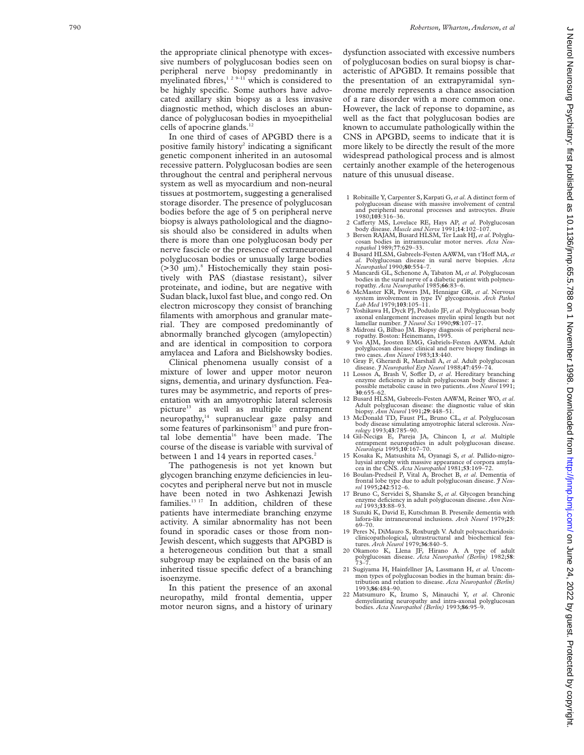the appropriate clinical phenotype with excessive numbers of polyglucosan bodies seen on peripheral nerve biopsy predominantly in myelinated fibres,[1 2 9–11] which is considered to be highly specific. Some authors have advocated axillary skin biopsy as a less invasive diagnostic method, which discloses an abundance of polyglucosan bodies in myoepithelial cells of apocrine glands.[12]

In one third of cases of APGBD there is a positive family history[2] indicating a significant genetic component inherited in an autosomal recessive pattern. Polyglucosan bodies are seen throughout the central and peripheral nervous system as well as myocardium and non-neural tissues at postmortem, suggesting a generalised storage disorder. The presence of polyglucosan bodies before the age of 5 on peripheral nerve biopsy is always patholological and the diagnosis should also be considered in adults when there is more than one polyglucosan body per nerve fascicle or the presence of extraneuronal polyglucosan bodies or unusually large bodies (>30 μm).[8] Histochemically they stain positively with PAS (diastase resistant), silver proteinate, and iodine, but are negative with Sudan black, luxol fast blue, and congo red. On electron microscopy they consist of branching filaments with amorphous and granular material. They are composed predominantly of abnormally branched glycogen (amylopectin) and are identical in composition to corpora amylacea and Lafora and Bielshowsky bodies.

Clinical phenomena usually consist of a mixture of lower and upper motor neuron signs, dementia, and urinary dysfunction. Features may be asymmetric, and reports of presentation with an amyotrophic lateral sclerosis picture[13] as well as multiple entrapment neuropathy,[14] supranuclear gaze palsy and some features of parkinsonism[15] and pure frontal lobe dementia[16] have been made. The course of the disease is variable with survival of between 1 and 14 years in reported cases.[2]

The pathogenesis is not yet known but glycogen branching enzyme deficiencies in leucocytes and peripheral nerve but not in muscle have been noted in two Ashkenazi Jewish families.[13 17] In addition, children of these patients have intermediate branching enzyme activity. A similar abnormality has not been found in sporadic cases or those from non-Jewish descent, which suggests that APGBD is a heterogeneous condition but that a small subgroup may be explained on the basis of an inherited tissue specific defect of a branching isoenzyme.

In this patient the presence of an axonal neuropathy, mild frontal dementia, upper motor neuron signs, and a history of urinary dysfunction associated with excessive numbers of polyglucosan bodies on sural biopsy is characteristic of APGBD. It remains possible that the presentation of an extrapyramidal syndrome merely represents a chance association of a rare disorder with a more common one. However, the lack of reponse to dopamine, as well as the fact that polyglucosan bodies are known to accumulate pathologically within the CNS in APGBD, seems to indicate that it is more likely to be directly the result of the more widespread pathological process and is almost certainly another example of the heterogenous nature of this unusual disease.

1 Robitaille Y, Carpenter S, Karpati G, *et al*. A distinct form of polyglucosan disease with massive involvement of central and peripheral neuronal processes and astrocytes. *Brain* 1980;**103**:316–36.
2 Cafferty MS, Lovelace RE, Hays AP, *et al*. Polyglucosan body disease. *Muscle and Nerve* 1991;**14**:102–107.
3 Bersen RAJAM, Busard HLSM, Ter Laak HJ, *et al*. Polyglucosan bodies in intramuscular motor nerves. *Acta Neuropathol* 1989;**77**:629–33.
4 Busard HLSM, Gabreels-Festen AAWM, van t'Hoff MA, *et al*. Polyglucosan disease in sural nerve biopsies. *Acta Neuropathol* 1990;**80**:554–7.
5 Mancardi GL, Schenone A, Tabaton M, *et al*. Polyglucosan bodies in the sural nerve of a diabetic patient with polyneuropathy. *Acta Neuropathol* 1985;**66**:83–6.
6 McMaster KR, Powers JM, Hennigar GR, *et al*. Nervous system involvement in type IV glycogenosis. *Arch Pathol Lab Med* 1979;**103**:105–11.
7 Yoshikawa H, Dyck PJ, Poduslo JF, *et al*. Polyglucosan body axonal enlargement increases myelin spiral length but not lamellar number. *J Neurol Sci* 1990;**98**:107–17.
8 Midroni G, Bilbao JM. Biopsy diagnosis of peripheral neuropathy. Boston: Heinemann, 1995.
9 Vos AJM, Joosten EMG, Gabriels-Festen AAWM. Adult polyglucosan disease: clinical and nerve biopsy findings in two cases. *Ann Neurol* 1983;**13**:440.
10 Gray F, Gherardi R, Marshall A, *et al*. Adult polyglucosan disease. *J Neuropathol Exp Neurol* 1988;**47**:459–74.
11 Lossos A, Brash V, Soffer D, *et al*. Hereditary branching enzyme deficiency in adult polyglucosan body disease: a possible metabolic cause in two patients. *Ann Neurol* 1991; **30**:655–62.
12 Busard HLSM, Gabreels-Festen AAWM, Reiner WO, *et al*. Adult polyglucosan disease: the diagnostic value of skin biopsy. *Ann Neurol* 1991;**29**:448–51.
13 McDonald TD, Faust PL, Bruno CL, *et al*. Polyglucosan body disease simulating amyotrophic lateral sclerosis. *Neurology* 1993;**43**:785–90.
14 Gil-Neciga E, Pareja JA, Chincon I, *et al*. Multiple entrapment neuropathies in adult polyglucosan disease. *Neurologia* 1995;**10**:167–70.
15 Kosaka K, Matsushita M, Oyanagi S, *et al*. Pallido-nigroluysial atrophy with massive appearance of corpora amylacea in the CNS. *Acta Neuropathol* 1981;**53**:169–72.
16 Boulan-Predseil P, Vital A, Brochet B, *et al*. Dementia of frontal lobe type due to adult polyglucosan disease. *J Neurol* 1995;**242**:512–6.
17 Bruno C, Servidei S, Shanske S, *et al*. Glycogen branching enzyme deficiency in adult polyglucosan disease. *Ann Neurol* 1993;**33**:88–93.
18 Suzuki K, David E, Kutschman B. Presenile dementia with lafora-like intraneuronal inclusions. *Arch Neurol* 1979;**25**: 69–70.
19 Peres N, DiMauro S, Roxburgh V. Adult polysaccharidosis: clinicopathological, ultrastructural and biochemical features. *Arch Neurol* 1979;**36**:840–5.
20 Okamoto K, Llena JF, Hirano A. A type of adult polyglucosan disease. *Acta Neuropathol (Berlin)* 1982;**58**: 73–7.
21 Sugiyama H, Hainfellner JA, Lassmann H, *et al*. Uncommon types of polyglucosan bodies in the human brain: distribution and relation to disease. *Acta Neuropathol (Berlin)* 1993;**86**:484–90.
22 Matsumuro K, Izumo S, Minauchi Y, *et al*. Chronic demyelinating neuropathy and intra-axonal polyglucosan bodies. *Acta Neuropathol (Berlin)* 1993;**86**:95–9.